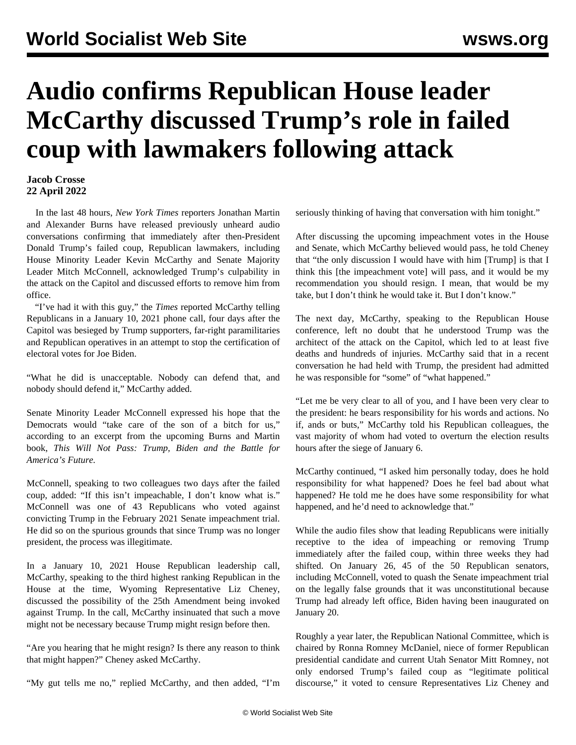# Audio confirms Republican House leader McCarthy discussed Trump's role in failed coup with lawmakers following attack

**Jacob Crosse**
**22 April 2022**

In the last 48 hours, *New York Times* reporters Jonathan Martin and Alexander Burns have released previously unheard audio conversations confirming that immediately after then-President Donald Trump's failed coup, Republican lawmakers, including House Minority Leader Kevin McCarthy and Senate Majority Leader Mitch McConnell, acknowledged Trump's culpability in the attack on the Capitol and discussed efforts to remove him from office.

"I've had it with this guy," the *Times* reported McCarthy telling Republicans in a January 10, 2021 phone call, four days after the Capitol was besieged by Trump supporters, far-right paramilitaries and Republican operatives in an attempt to stop the certification of electoral votes for Joe Biden.

"What he did is unacceptable. Nobody can defend that, and nobody should defend it," McCarthy added.

Senate Minority Leader McConnell expressed his hope that the Democrats would "take care of the son of a bitch for us," according to an excerpt from the upcoming Burns and Martin book, *This Will Not Pass: Trump, Biden and the Battle for America's Future.*

McConnell, speaking to two colleagues two days after the failed coup, added: "If this isn't impeachable, I don't know what is." McConnell was one of 43 Republicans who voted against convicting Trump in the February 2021 Senate impeachment trial. He did so on the spurious grounds that since Trump was no longer president, the process was illegitimate.

In a January 10, 2021 House Republican leadership call, McCarthy, speaking to the third highest ranking Republican in the House at the time, Wyoming Representative Liz Cheney, discussed the possibility of the 25th Amendment being invoked against Trump. In the call, McCarthy insinuated that such a move might not be necessary because Trump might resign before then.

"Are you hearing that he might resign? Is there any reason to think that might happen?" Cheney asked McCarthy.

"My gut tells me no," replied McCarthy, and then added, "I'm seriously thinking of having that conversation with him tonight."

After discussing the upcoming impeachment votes in the House and Senate, which McCarthy believed would pass, he told Cheney that "the only discussion I would have with him [Trump] is that I think this [the impeachment vote] will pass, and it would be my recommendation you should resign. I mean, that would be my take, but I don't think he would take it. But I don't know."

The next day, McCarthy, speaking to the Republican House conference, left no doubt that he understood Trump was the architect of the attack on the Capitol, which led to at least five deaths and hundreds of injuries. McCarthy said that in a recent conversation he had held with Trump, the president had admitted he was responsible for "some" of "what happened."

"Let me be very clear to all of you, and I have been very clear to the president: he bears responsibility for his words and actions. No if, ands or buts," McCarthy told his Republican colleagues, the vast majority of whom had voted to overturn the election results hours after the siege of January 6.

McCarthy continued, "I asked him personally today, does he hold responsibility for what happened? Does he feel bad about what happened? He told me he does have some responsibility for what happened, and he'd need to acknowledge that."

While the audio files show that leading Republicans were initially receptive to the idea of impeaching or removing Trump immediately after the failed coup, within three weeks they had shifted. On January 26, 45 of the 50 Republican senators, including McConnell, voted to quash the Senate impeachment trial on the legally false grounds that it was unconstitutional because Trump had already left office, Biden having been inaugurated on January 20.

Roughly a year later, the Republican National Committee, which is chaired by Ronna Romney McDaniel, niece of former Republican presidential candidate and current Utah Senator Mitt Romney, not only endorsed Trump's failed coup as "legitimate political discourse," it voted to censure Representatives Liz Cheney and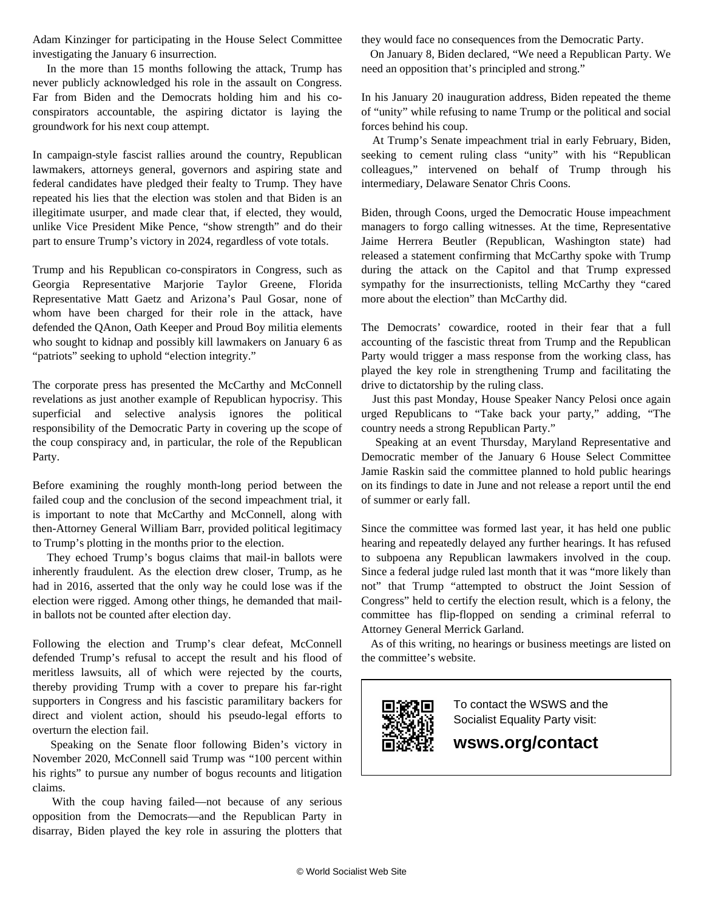Adam Kinzinger for participating in the House Select Committee investigating the January 6 insurrection.

In the more than 15 months following the attack, Trump has never publicly acknowledged his role in the assault on Congress. Far from Biden and the Democrats holding him and his co-conspirators accountable, the aspiring dictator is laying the groundwork for his next coup attempt.

In campaign-style fascist rallies around the country, Republican lawmakers, attorneys general, governors and aspiring state and federal candidates have pledged their fealty to Trump. They have repeated his lies that the election was stolen and that Biden is an illegitimate usurper, and made clear that, if elected, they would, unlike Vice President Mike Pence, "show strength" and do their part to ensure Trump's victory in 2024, regardless of vote totals.

Trump and his Republican co-conspirators in Congress, such as Georgia Representative Marjorie Taylor Greene, Florida Representative Matt Gaetz and Arizona's Paul Gosar, none of whom have been charged for their role in the attack, have defended the QAnon, Oath Keeper and Proud Boy militia elements who sought to kidnap and possibly kill lawmakers on January 6 as "patriots" seeking to uphold "election integrity."

The corporate press has presented the McCarthy and McConnell revelations as just another example of Republican hypocrisy. This superficial and selective analysis ignores the political responsibility of the Democratic Party in covering up the scope of the coup conspiracy and, in particular, the role of the Republican Party.

Before examining the roughly month-long period between the failed coup and the conclusion of the second impeachment trial, it is important to note that McCarthy and McConnell, along with then-Attorney General William Barr, provided political legitimacy to Trump's plotting in the months prior to the election.

They echoed Trump's bogus claims that mail-in ballots were inherently fraudulent. As the election drew closer, Trump, as he had in 2016, asserted that the only way he could lose was if the election were rigged. Among other things, he demanded that mail-in ballots not be counted after election day.

Following the election and Trump's clear defeat, McConnell defended Trump's refusal to accept the result and his flood of meritless lawsuits, all of which were rejected by the courts, thereby providing Trump with a cover to prepare his far-right supporters in Congress and his fascistic paramilitary backers for direct and violent action, should his pseudo-legal efforts to overturn the election fail.

Speaking on the Senate floor following Biden's victory in November 2020, McConnell said Trump was "100 percent within his rights" to pursue any number of bogus recounts and litigation claims.

With the coup having failed—not because of any serious opposition from the Democrats—and the Republican Party in disarray, Biden played the key role in assuring the plotters that they would face no consequences from the Democratic Party.

On January 8, Biden declared, "We need a Republican Party. We need an opposition that's principled and strong."

In his January 20 inauguration address, Biden repeated the theme of "unity" while refusing to name Trump or the political and social forces behind his coup.

At Trump's Senate impeachment trial in early February, Biden, seeking to cement ruling class "unity" with his "Republican colleagues," intervened on behalf of Trump through his intermediary, Delaware Senator Chris Coons.

Biden, through Coons, urged the Democratic House impeachment managers to forgo calling witnesses. At the time, Representative Jaime Herrera Beutler (Republican, Washington state) had released a statement confirming that McCarthy spoke with Trump during the attack on the Capitol and that Trump expressed sympathy for the insurrectionists, telling McCarthy they "cared more about the election" than McCarthy did.

The Democrats' cowardice, rooted in their fear that a full accounting of the fascistic threat from Trump and the Republican Party would trigger a mass response from the working class, has played the key role in strengthening Trump and facilitating the drive to dictatorship by the ruling class.

Just this past Monday, House Speaker Nancy Pelosi once again urged Republicans to "Take back your party," adding, "The country needs a strong Republican Party."

Speaking at an event Thursday, Maryland Representative and Democratic member of the January 6 House Select Committee Jamie Raskin said the committee planned to hold public hearings on its findings to date in June and not release a report until the end of summer or early fall.

Since the committee was formed last year, it has held one public hearing and repeatedly delayed any further hearings. It has refused to subpoena any Republican lawmakers involved in the coup. Since a federal judge ruled last month that it was "more likely than not" that Trump "attempted to obstruct the Joint Session of Congress" held to certify the election result, which is a felony, the committee has flip-flopped on sending a criminal referral to Attorney General Merrick Garland.

As of this writing, no hearings or business meetings are listed on the committee's website.

To contact the WSWS and the Socialist Equality Party visit:

**wsws.org/contact**